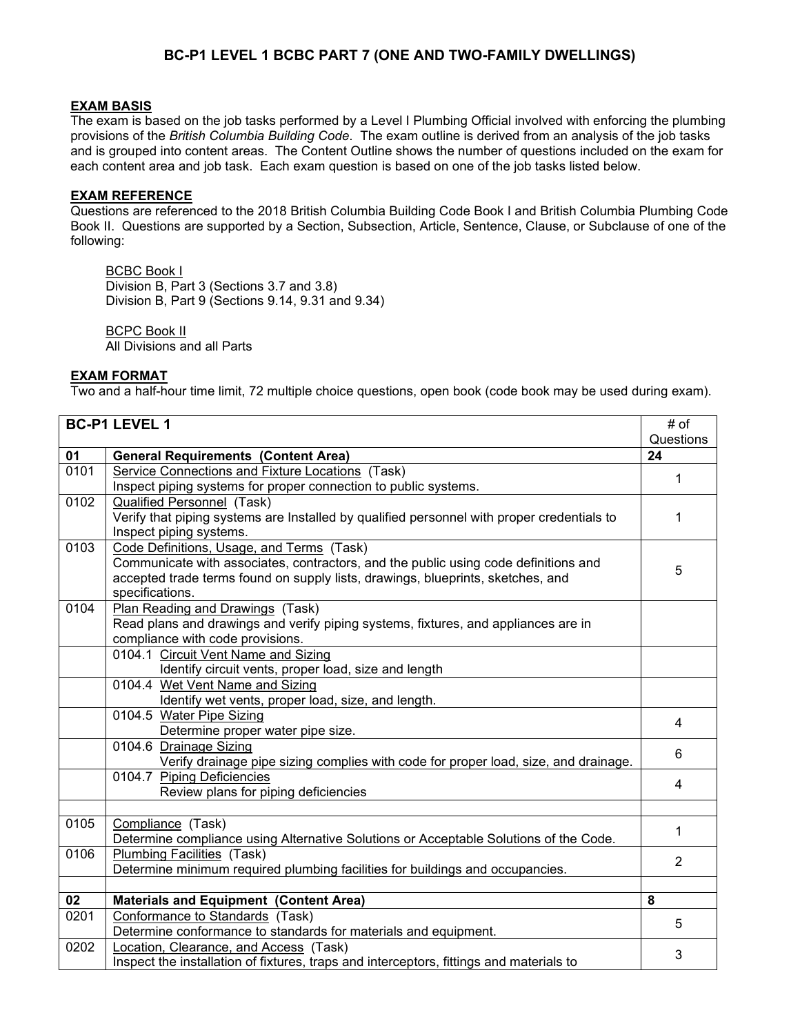# BC-P1 LEVEL 1 BCBC PART 7 (ONE AND TWO-FAMILY DWELLINGS)

**EXAM BASIS**

The exam is based on the job tasks performed by a Level I Plumbing Official involved with enforcing the plumbing provisions of the *British Columbia Building Code*. The exam outline is derived from an analysis of the job tasks and is grouped into content areas. The Content Outline shows the number of questions included on the exam for each content area and job task. Each exam question is based on one of the job tasks listed below.

**EXAM REFERENCE**

Questions are referenced to the 2018 British Columbia Building Code Book I and British Columbia Plumbing Code Book II. Questions are supported by a Section, Subsection, Article, Sentence, Clause, or Subclause of one of the following:

BCBC Book I
Division B, Part 3 (Sections 3.7 and 3.8)
Division B, Part 9 (Sections 9.14, 9.31 and 9.34)

BCPC Book II
All Divisions and all Parts

**EXAM FORMAT**

Two and a half-hour time limit, 72 multiple choice questions, open book (code book may be used during exam).

| **BC-P1 LEVEL 1** | | # of Questions |
|---|---|---|
| **01** | **General Requirements (Content Area)** | **24** |
| 0101 | Service Connections and Fixture Locations (Task)<br>Inspect piping systems for proper connection to public systems. | 1 |
| 0102 | Qualified Personnel (Task)<br>Verify that piping systems are Installed by qualified personnel with proper credentials to Inspect piping systems. | 1 |
| 0103 | Code Definitions, Usage, and Terms (Task)<br>Communicate with associates, contractors, and the public using code definitions and accepted trade terms found on supply lists, drawings, blueprints, sketches, and specifications. | 5 |
| 0104 | Plan Reading and Drawings (Task)<br>Read plans and drawings and verify piping systems, fixtures, and appliances are in compliance with code provisions. | |
| | 0104.1 Circuit Vent Name and Sizing<br>Identify circuit vents, proper load, size and length | |
| | 0104.4 Wet Vent Name and Sizing<br>Identify wet vents, proper load, size, and length. | |
| | 0104.5 Water Pipe Sizing<br>Determine proper water pipe size. | 4 |
| | 0104.6 Drainage Sizing<br>Verify drainage pipe sizing complies with code for proper load, size, and drainage. | 6 |
| | 0104.7 Piping Deficiencies<br>Review plans for piping deficiencies | 4 |
| | | |
| 0105 | Compliance (Task)<br>Determine compliance using Alternative Solutions or Acceptable Solutions of the Code. | 1 |
| 0106 | Plumbing Facilities (Task)<br>Determine minimum required plumbing facilities for buildings and occupancies. | 2 |
| | | |
| **02** | **Materials and Equipment (Content Area)** | **8** |
| 0201 | Conformance to Standards (Task)<br>Determine conformance to standards for materials and equipment. | 5 |
| 0202 | Location, Clearance, and Access (Task)<br>Inspect the installation of fixtures, traps and interceptors, fittings and materials to | 3 |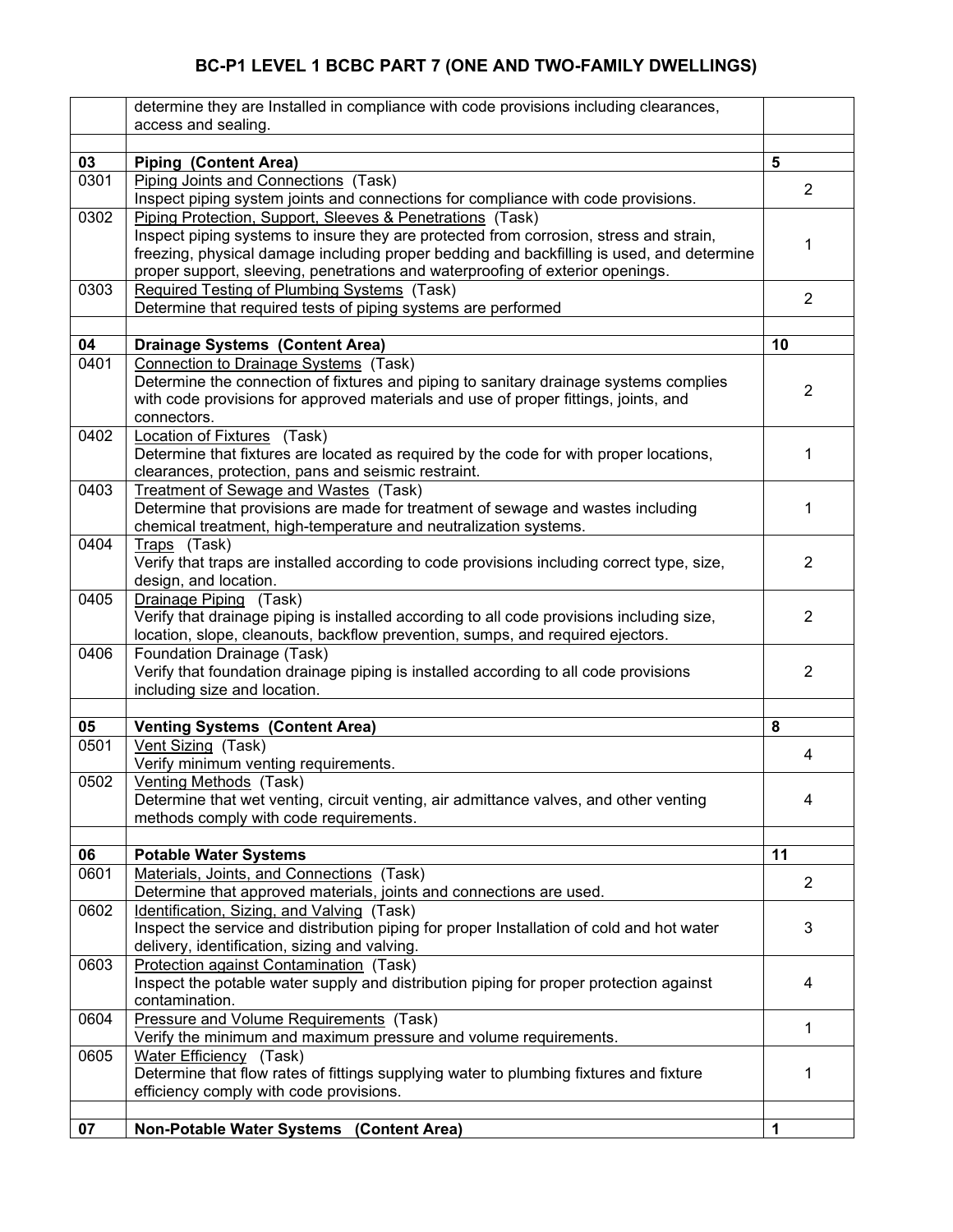# BC-P1 LEVEL 1 BCBC PART 7 (ONE AND TWO-FAMILY DWELLINGS)

| | | |
|---|---|---|
| | determine they are Installed in compliance with code provisions including clearances, access and sealing. | |
| | | |
| **03** | **Piping (Content Area)** | **5** |
| 0301 | Piping Joints and Connections (Task)<br>Inspect piping system joints and connections for compliance with code provisions. | 2 |
| 0302 | Piping Protection, Support, Sleeves & Penetrations (Task)<br>Inspect piping systems to insure they are protected from corrosion, stress and strain, freezing, physical damage including proper bedding and backfilling is used, and determine proper support, sleeving, penetrations and waterproofing of exterior openings. | 1 |
| 0303 | Required Testing of Plumbing Systems (Task)<br>Determine that required tests of piping systems are performed | 2 |
| | | |
| **04** | **Drainage Systems (Content Area)** | **10** |
| 0401 | Connection to Drainage Systems (Task)<br>Determine the connection of fixtures and piping to sanitary drainage systems complies with code provisions for approved materials and use of proper fittings, joints, and connectors. | 2 |
| 0402 | Location of Fixtures (Task)<br>Determine that fixtures are located as required by the code for with proper locations, clearances, protection, pans and seismic restraint. | 1 |
| 0403 | Treatment of Sewage and Wastes (Task)<br>Determine that provisions are made for treatment of sewage and wastes including chemical treatment, high-temperature and neutralization systems. | 1 |
| 0404 | Traps (Task)<br>Verify that traps are installed according to code provisions including correct type, size, design, and location. | 2 |
| 0405 | Drainage Piping (Task)<br>Verify that drainage piping is installed according to all code provisions including size, location, slope, cleanouts, backflow prevention, sumps, and required ejectors. | 2 |
| 0406 | Foundation Drainage (Task)<br>Verify that foundation drainage piping is installed according to all code provisions including size and location. | 2 |
| | | |
| **05** | **Venting Systems (Content Area)** | **8** |
| 0501 | Vent Sizing (Task)<br>Verify minimum venting requirements. | 4 |
| 0502 | Venting Methods (Task)<br>Determine that wet venting, circuit venting, air admittance valves, and other venting methods comply with code requirements. | 4 |
| | | |
| **06** | **Potable Water Systems** | **11** |
| 0601 | Materials, Joints, and Connections (Task)<br>Determine that approved materials, joints and connections are used. | 2 |
| 0602 | Identification, Sizing, and Valving (Task)<br>Inspect the service and distribution piping for proper Installation of cold and hot water delivery, identification, sizing and valving. | 3 |
| 0603 | Protection against Contamination (Task)<br>Inspect the potable water supply and distribution piping for proper protection against contamination. | 4 |
| 0604 | Pressure and Volume Requirements (Task)<br>Verify the minimum and maximum pressure and volume requirements. | 1 |
| 0605 | Water Efficiency (Task)<br>Determine that flow rates of fittings supplying water to plumbing fixtures and fixture efficiency comply with code provisions. | 1 |
| | | |
| **07** | **Non-Potable Water Systems (Content Area)** | **1** |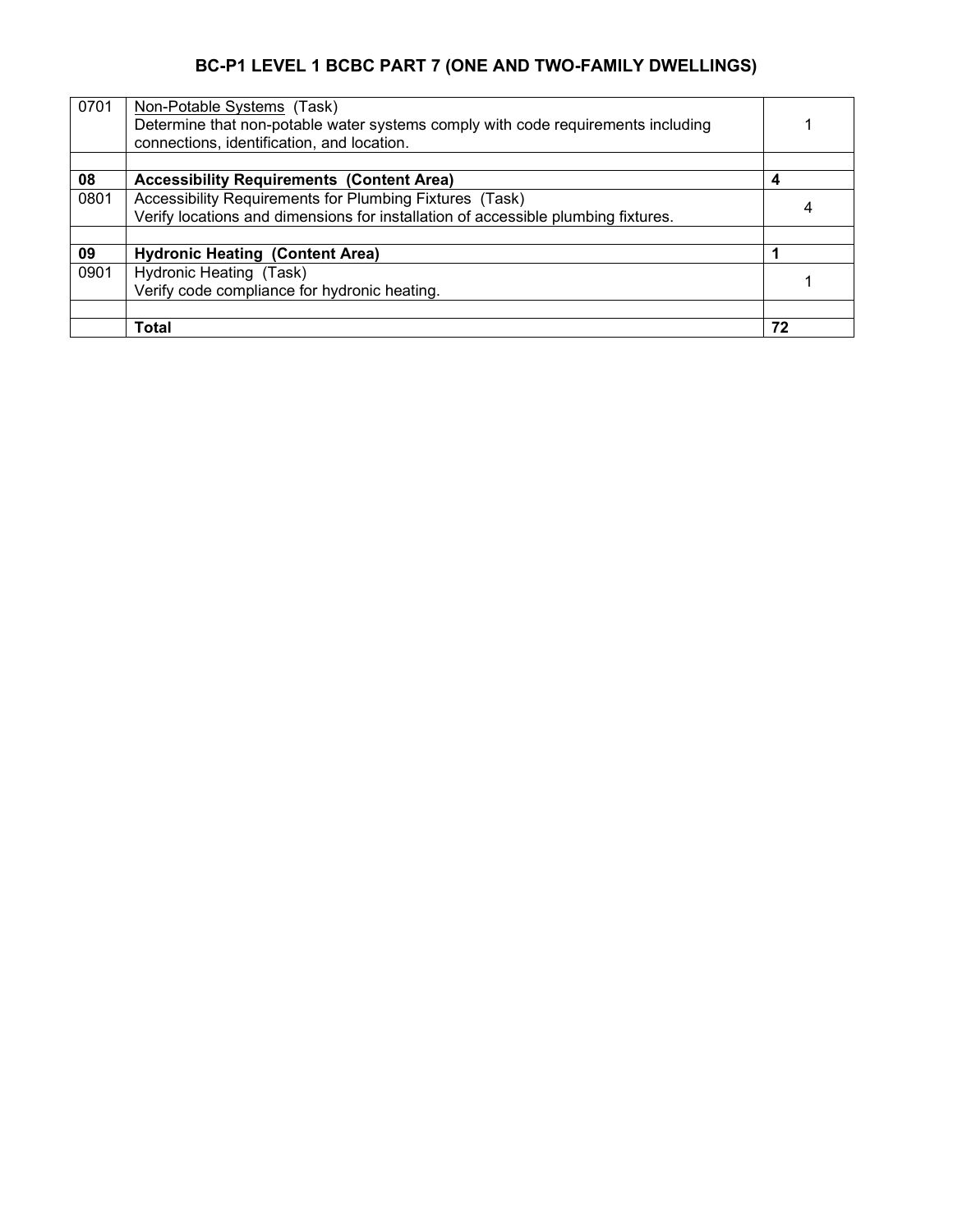# BC-P1 LEVEL 1 BCBC PART 7 (ONE AND TWO-FAMILY DWELLINGS)

| | | |
|---|---|---|
| 0701 | Non-Potable Systems (Task)<br>Determine that non-potable water systems comply with code requirements including connections, identification, and location. | 1 |
| | | |
| **08** | **Accessibility Requirements (Content Area)** | **4** |
| 0801 | Accessibility Requirements for Plumbing Fixtures (Task)<br>Verify locations and dimensions for installation of accessible plumbing fixtures. | 4 |
| | | |
| **09** | **Hydronic Heating (Content Area)** | **1** |
| 0901 | Hydronic Heating (Task)<br>Verify code compliance for hydronic heating. | 1 |
| | | |
| | **Total** | **72** |